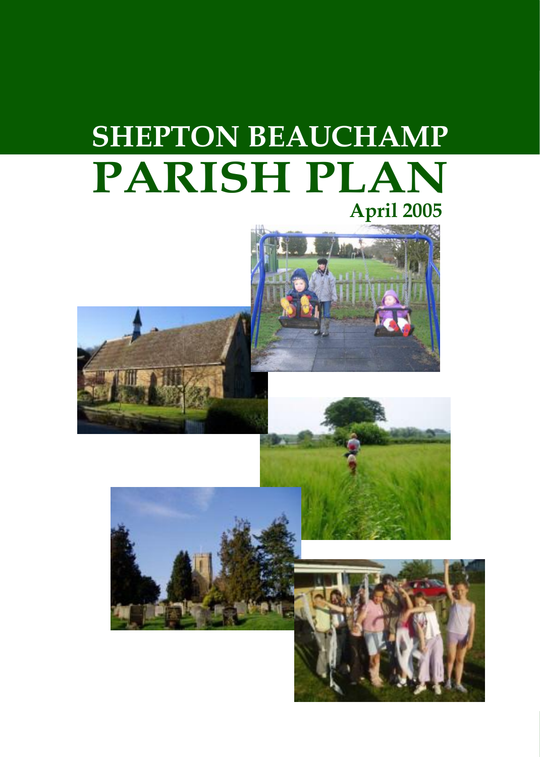# SHEPTON BEAUCHAMP

# PARISH PLAN

**April 2005**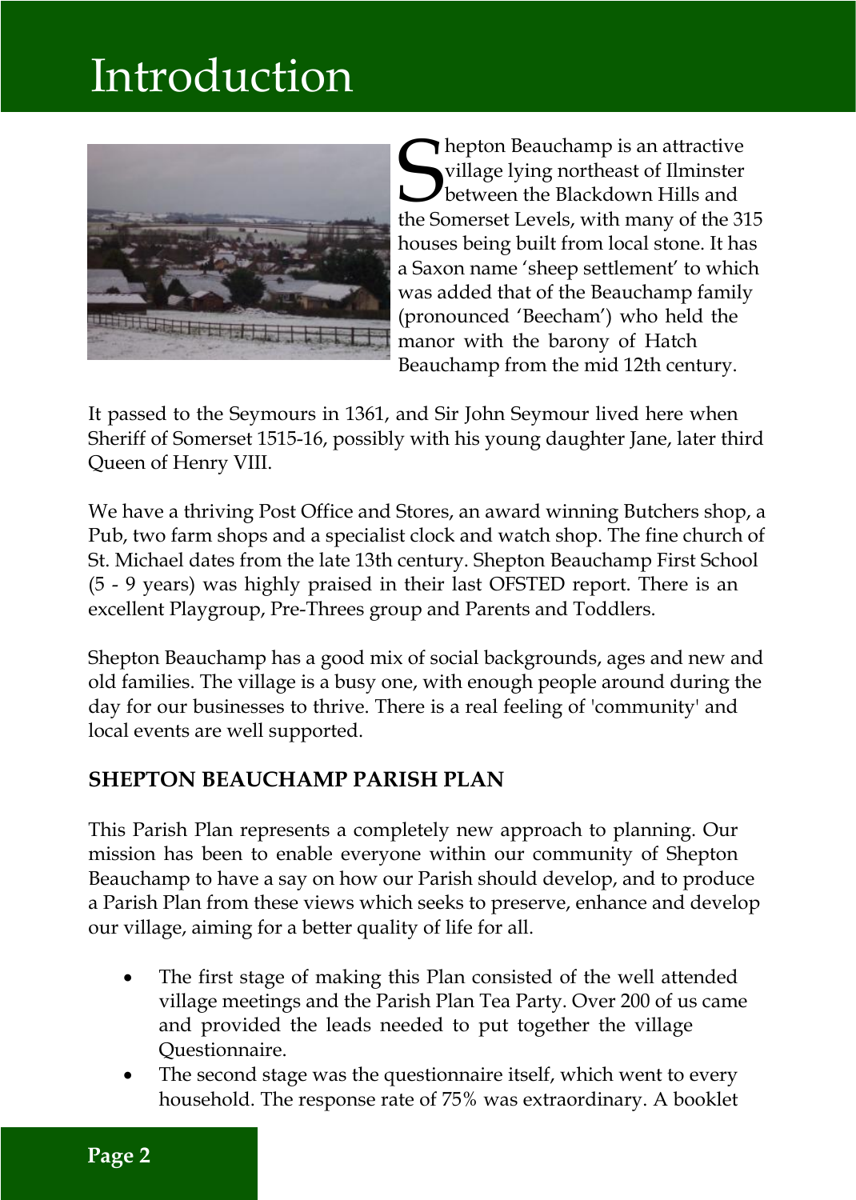# Introduction

Shepton Beauchamp is an attractive village lying northeast of Ilminster between the Blackdown Hills and the Somerset Levels, with many of the 315 houses being built from local stone. It has a Saxon name 'sheep settlement' to which was added that of the Beauchamp family (pronounced 'Beecham') who held the manor with the barony of Hatch Beauchamp from the mid 12th century.

It passed to the Seymours in 1361, and Sir John Seymour lived here when Sheriff of Somerset 1515-16, possibly with his young daughter Jane, later third Queen of Henry VIII.

We have a thriving Post Office and Stores, an award winning Butchers shop, a Pub, two farm shops and a specialist clock and watch shop. The fine church of St. Michael dates from the late 13th century. Shepton Beauchamp First School (5 - 9 years) was highly praised in their last OFSTED report. There is an excellent Playgroup, Pre-Threes group and Parents and Toddlers.

Shepton Beauchamp has a good mix of social backgrounds, ages and new and old families. The village is a busy one, with enough people around during the day for our businesses to thrive. There is a real feeling of 'community' and local events are well supported.

### SHEPTON BEAUCHAMP PARISH PLAN

This Parish Plan represents a completely new approach to planning. Our mission has been to enable everyone within our community of Shepton Beauchamp to have a say on how our Parish should develop, and to produce a Parish Plan from these views which seeks to preserve, enhance and develop our village, aiming for a better quality of life for all.

- The first stage of making this Plan consisted of the well attended village meetings and the Parish Plan Tea Party. Over 200 of us came and provided the leads needed to put together the village Questionnaire.
- The second stage was the questionnaire itself, which went to every household. The response rate of 75% was extraordinary. A booklet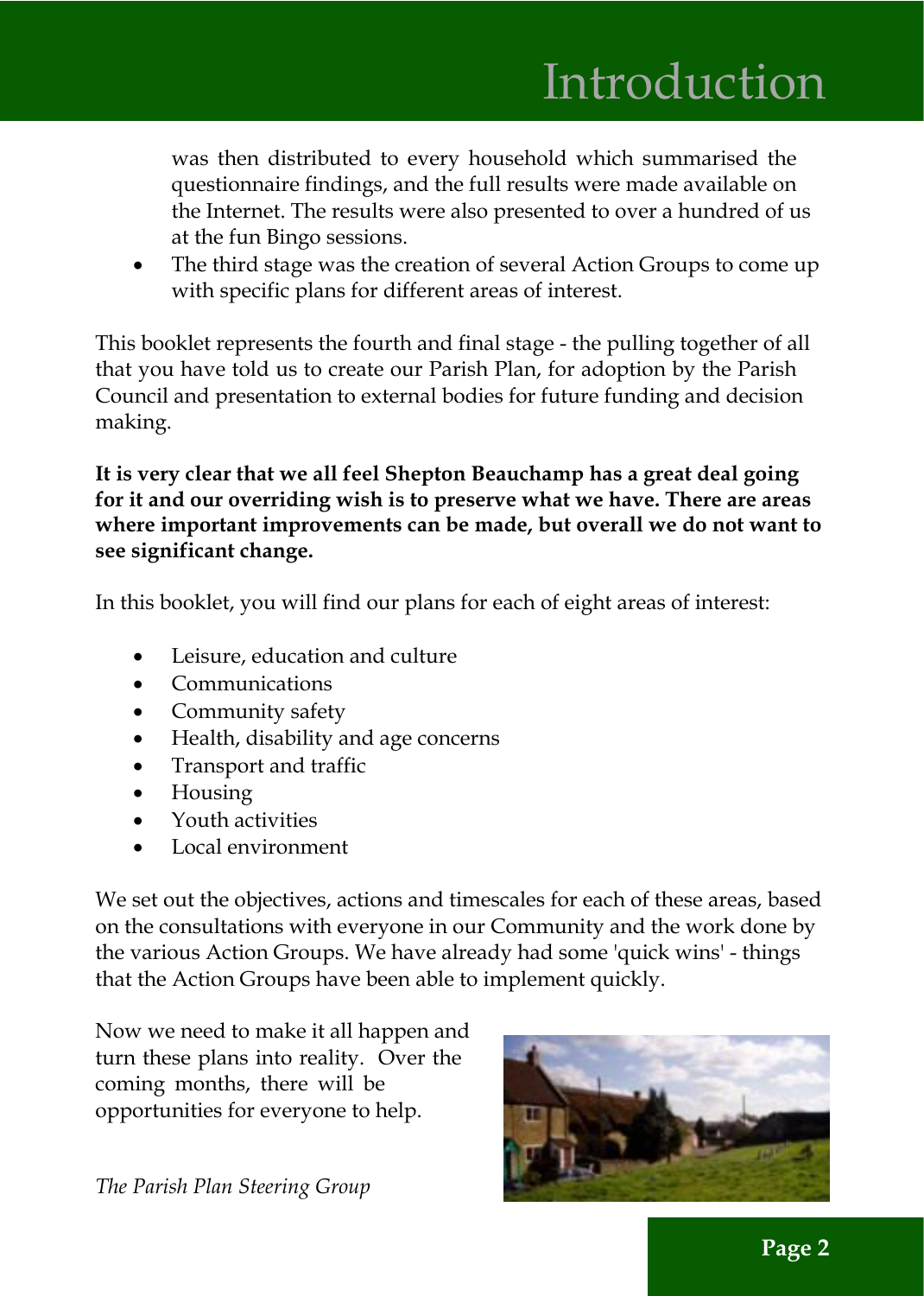# Introduction

was then distributed to every household which summarised the questionnaire findings, and the full results were made available on the Internet. The results were also presented to over a hundred of us at the fun Bingo sessions.

- The third stage was the creation of several Action Groups to come up with specific plans for different areas of interest.

This booklet represents the fourth and final stage - the pulling together of all that you have told us to create our Parish Plan, for adoption by the Parish Council and presentation to external bodies for future funding and decision making.

**It is very clear that we all feel Shepton Beauchamp has a great deal going for it and our overriding wish is to preserve what we have. There are areas where important improvements can be made, but overall we do not want to see significant change.**

In this booklet, you will find our plans for each of eight areas of interest:

- Leisure, education and culture
- Communications
- Community safety
- Health, disability and age concerns
- Transport and traffic
- Housing
- Youth activities
- Local environment

We set out the objectives, actions and timescales for each of these areas, based on the consultations with everyone in our Community and the work done by the various Action Groups. We have already had some 'quick wins' - things that the Action Groups have been able to implement quickly.

Now we need to make it all happen and turn these plans into reality. Over the coming months, there will be opportunities for everyone to help.

*The Parish Plan Steering Group*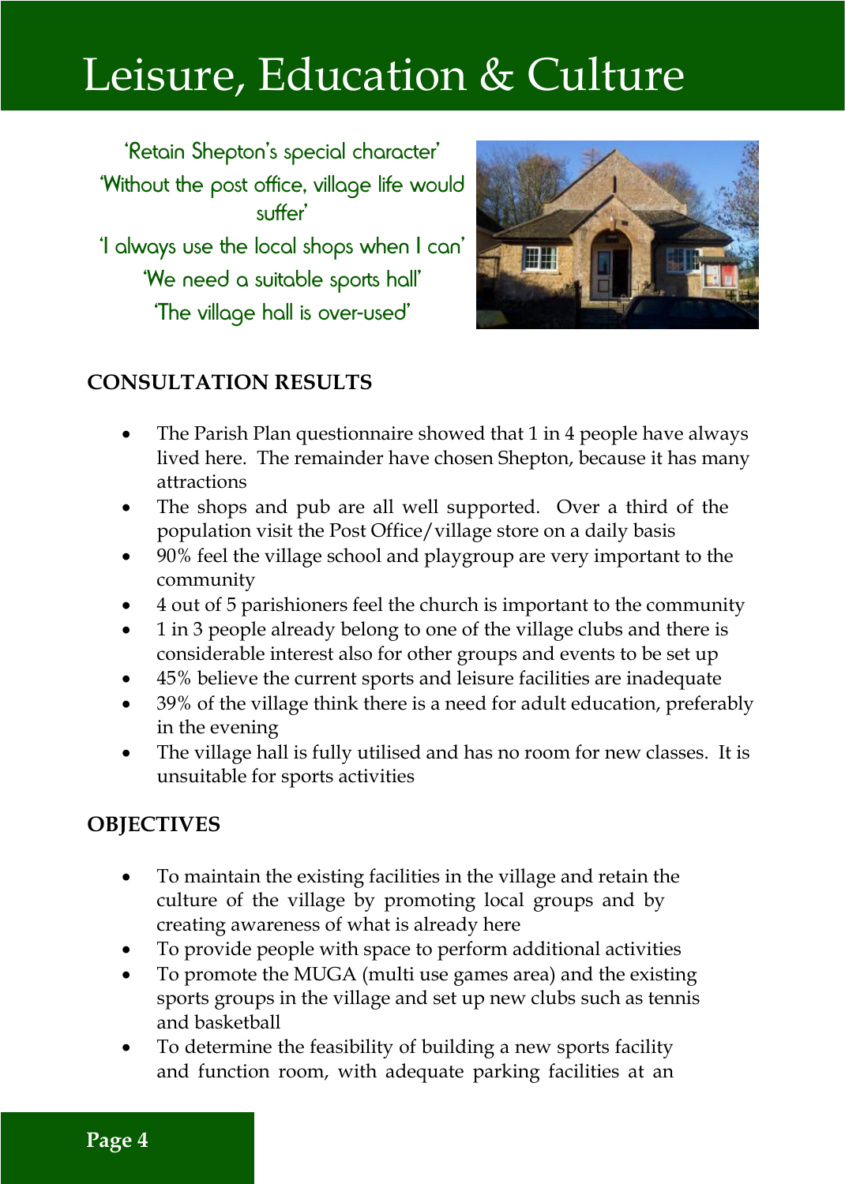# Leisure, Education & Culture

'Retain Shepton's special character'

'Without the post office, village life would suffer'

'I always use the local shops when I can'

'We need a suitable sports hall'

'The village hall is over-used'

## CONSULTATION RESULTS

- The Parish Plan questionnaire showed that 1 in 4 people have always lived here. The remainder have chosen Shepton, because it has many attractions
- The shops and pub are all well supported. Over a third of the population visit the Post Office/village store on a daily basis
- 90% feel the village school and playgroup are very important to the community
- 4 out of 5 parishioners feel the church is important to the community
- 1 in 3 people already belong to one of the village clubs and there is considerable interest also for other groups and events to be set up
- 45% believe the current sports and leisure facilities are inadequate
- 39% of the village think there is a need for adult education, preferably in the evening
- The village hall is fully utilised and has no room for new classes. It is unsuitable for sports activities

## OBJECTIVES

- To maintain the existing facilities in the village and retain the culture of the village by promoting local groups and by creating awareness of what is already here
- To provide people with space to perform additional activities
- To promote the MUGA (multi use games area) and the existing sports groups in the village and set up new clubs such as tennis and basketball
- To determine the feasibility of building a new sports facility and function room, with adequate parking facilities at an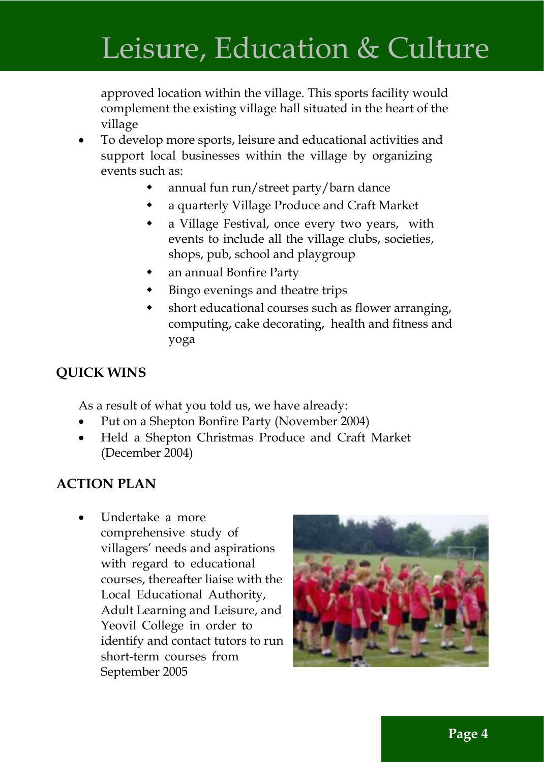approved location within the village. This sports facility would complement the existing village hall situated in the heart of the village

- To develop more sports, leisure and educational activities and support local businesses within the village by organizing events such as:
  - annual fun run/street party/barn dance
  - a quarterly Village Produce and Craft Market
  - a Village Festival, once every two years, with events to include all the village clubs, societies, shops, pub, school and playgroup
  - an annual Bonfire Party
  - Bingo evenings and theatre trips
  - short educational courses such as flower arranging, computing, cake decorating, health and fitness and yoga

## QUICK WINS

As a result of what you told us, we have already:

- Put on a Shepton Bonfire Party (November 2004)
- Held a Shepton Christmas Produce and Craft Market (December 2004)

## ACTION PLAN

- Undertake a more comprehensive study of villagers' needs and aspirations with regard to educational courses, thereafter liaise with the Local Educational Authority, Adult Learning and Leisure, and Yeovil College in order to identify and contact tutors to run short-term courses from September 2005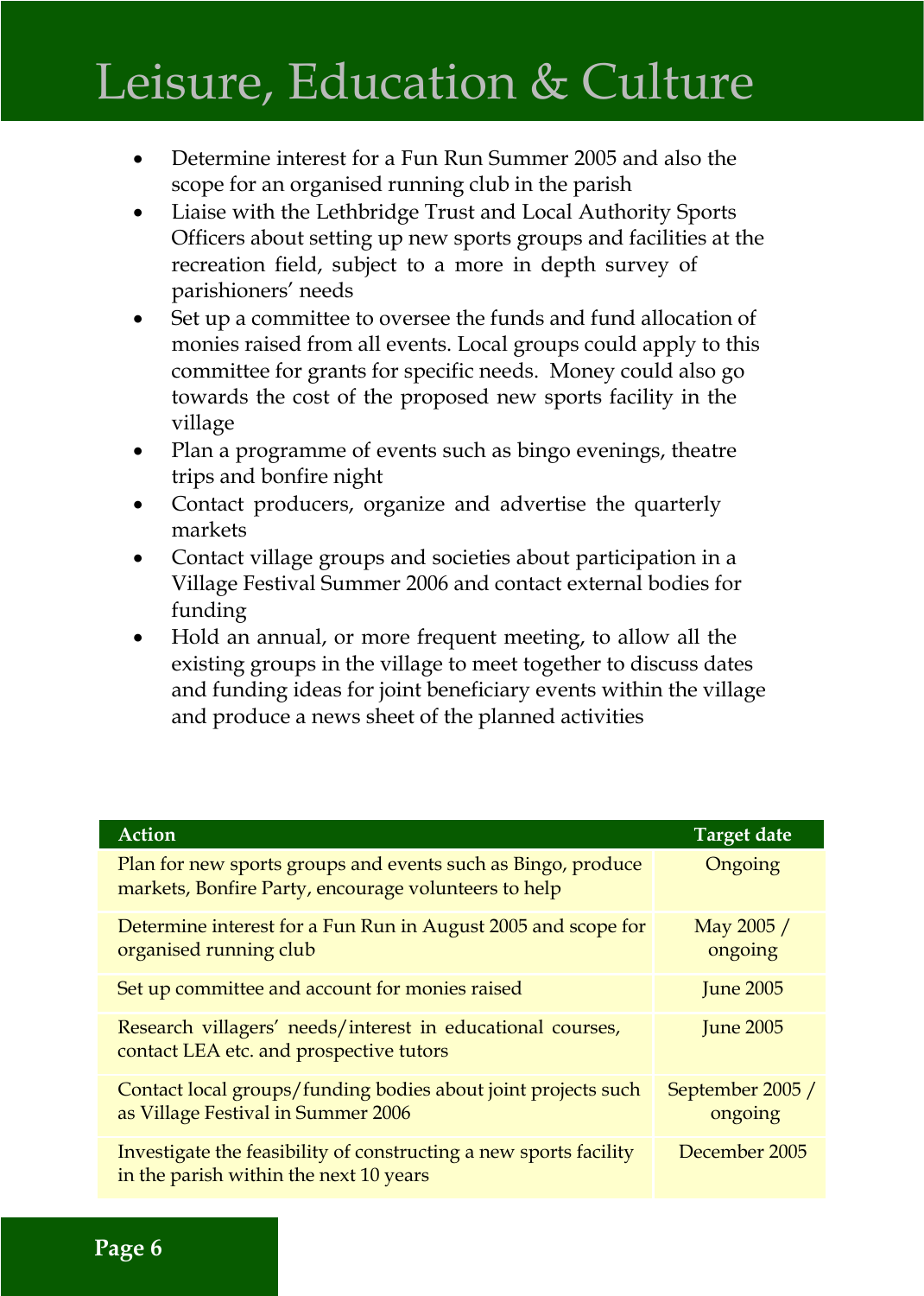# Leisure, Education & Culture

- Determine interest for a Fun Run Summer 2005 and also the scope for an organised running club in the parish
- Liaise with the Lethbridge Trust and Local Authority Sports Officers about setting up new sports groups and facilities at the recreation field, subject to a more in depth survey of parishioners' needs
- Set up a committee to oversee the funds and fund allocation of monies raised from all events. Local groups could apply to this committee for grants for specific needs. Money could also go towards the cost of the proposed new sports facility in the village
- Plan a programme of events such as bingo evenings, theatre trips and bonfire night
- Contact producers, organize and advertise the quarterly markets
- Contact village groups and societies about participation in a Village Festival Summer 2006 and contact external bodies for funding
- Hold an annual, or more frequent meeting, to allow all the existing groups in the village to meet together to discuss dates and funding ideas for joint beneficiary events within the village and produce a news sheet of the planned activities

| Action | Target date |
|---|---|
| Plan for new sports groups and events such as Bingo, produce markets, Bonfire Party, encourage volunteers to help | Ongoing |
| Determine interest for a Fun Run in August 2005 and scope for organised running club | May 2005 / ongoing |
| Set up committee and account for monies raised | June 2005 |
| Research villagers' needs/interest in educational courses, contact LEA etc. and prospective tutors | June 2005 |
| Contact local groups/funding bodies about joint projects such as Village Festival in Summer 2006 | September 2005 / ongoing |
| Investigate the feasibility of constructing a new sports facility in the parish within the next 10 years | December 2005 |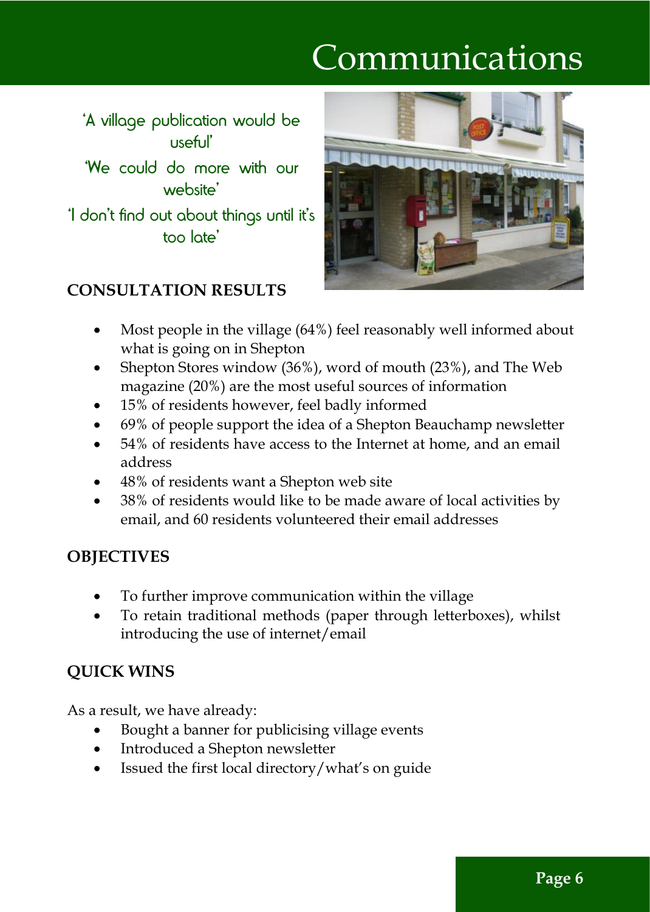# Communications

'A village publication would be useful'

'We could do more with our website'

'I don't find out about things until it's too late'

## CONSULTATION RESULTS

- Most people in the village (64%) feel reasonably well informed about what is going on in Shepton
- Shepton Stores window (36%), word of mouth (23%), and The Web magazine (20%) are the most useful sources of information
- 15% of residents however, feel badly informed
- 69% of people support the idea of a Shepton Beauchamp newsletter
- 54% of residents have access to the Internet at home, and an email address
- 48% of residents want a Shepton web site
- 38% of residents would like to be made aware of local activities by email, and 60 residents volunteered their email addresses

## OBJECTIVES

- To further improve communication within the village
- To retain traditional methods (paper through letterboxes), whilst introducing the use of internet/email

## QUICK WINS

As a result, we have already:

- Bought a banner for publicising village events
- Introduced a Shepton newsletter
- Issued the first local directory/what's on guide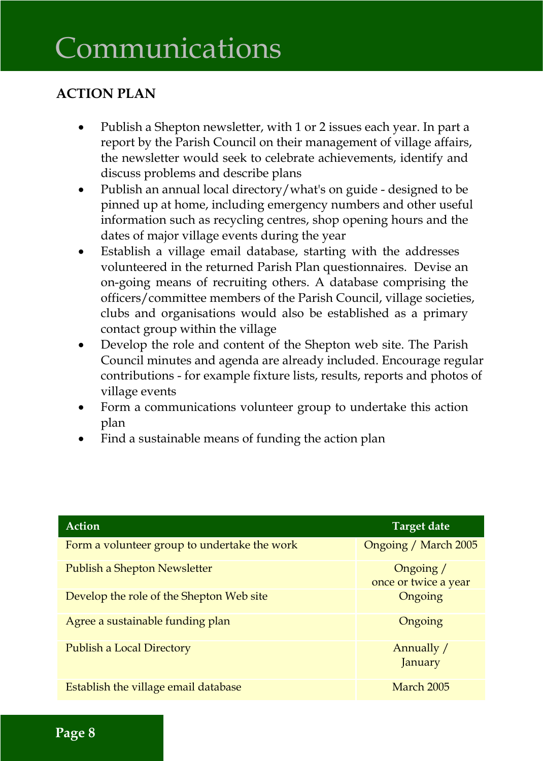# Communications

## ACTION PLAN

- Publish a Shepton newsletter, with 1 or 2 issues each year. In part a report by the Parish Council on their management of village affairs, the newsletter would seek to celebrate achievements, identify and discuss problems and describe plans
- Publish an annual local directory/what's on guide - designed to be pinned up at home, including emergency numbers and other useful information such as recycling centres, shop opening hours and the dates of major village events during the year
- Establish a village email database, starting with the addresses volunteered in the returned Parish Plan questionnaires. Devise an on-going means of recruiting others. A database comprising the officers/committee members of the Parish Council, village societies, clubs and organisations would also be established as a primary contact group within the village
- Develop the role and content of the Shepton web site. The Parish Council minutes and agenda are already included. Encourage regular contributions - for example fixture lists, results, reports and photos of village events
- Form a communications volunteer group to undertake this action plan
- Find a sustainable means of funding the action plan

| Action | Target date |
|---|---|
| Form a volunteer group to undertake the work | Ongoing / March 2005 |
| Publish a Shepton Newsletter | Ongoing / once or twice a year |
| Develop the role of the Shepton Web site | Ongoing |
| Agree a sustainable funding plan | Ongoing |
| Publish a Local Directory | Annually / January |
| Establish the village email database | March 2005 |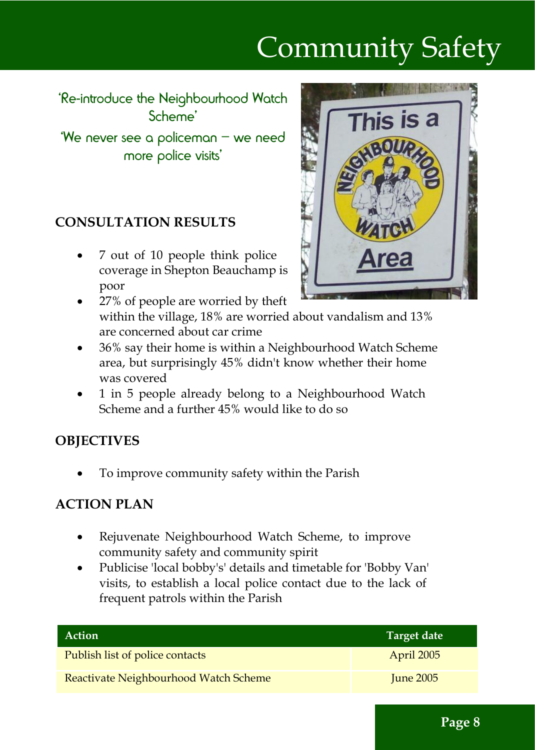# Community Safety

'Re-introduce the Neighbourhood Watch Scheme'

'We never see a policeman – we need more police visits'

## CONSULTATION RESULTS

- 7 out of 10 people think police coverage in Shepton Beauchamp is poor
- 27% of people are worried by theft within the village, 18% are worried about vandalism and 13% are concerned about car crime
- 36% say their home is within a Neighbourhood Watch Scheme area, but surprisingly 45% didn't know whether their home was covered
- 1 in 5 people already belong to a Neighbourhood Watch Scheme and a further 45% would like to do so

## OBJECTIVES

- To improve community safety within the Parish

## ACTION PLAN

- Rejuvenate Neighbourhood Watch Scheme, to improve community safety and community spirit
- Publicise 'local bobby's' details and timetable for 'Bobby Van' visits, to establish a local police contact due to the lack of frequent patrols within the Parish

| Action | Target date |
| --- | --- |
| Publish list of police contacts | April 2005 |
| Reactivate Neighbourhood Watch Scheme | June 2005 |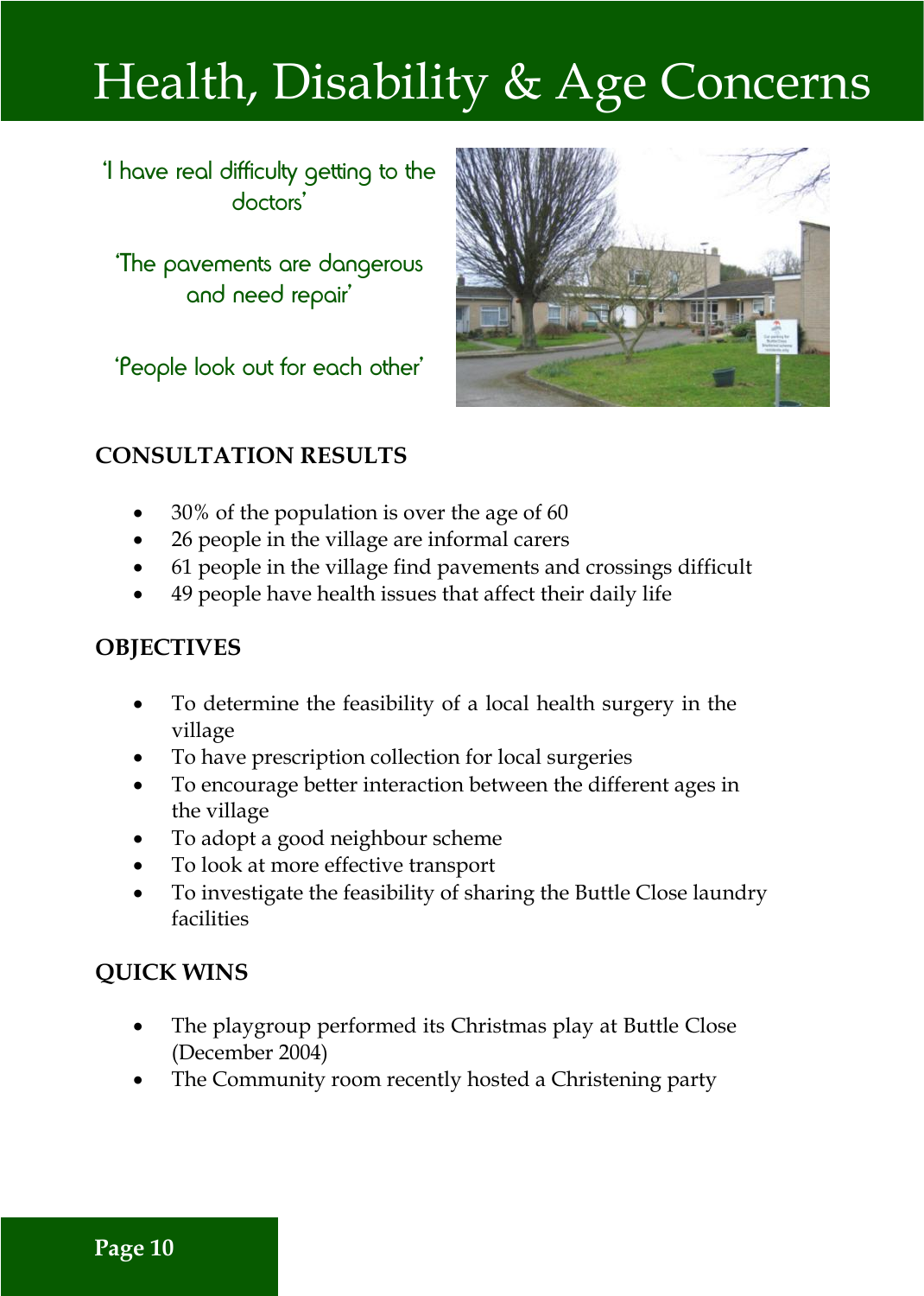# Health, Disability & Age Concerns

'I have real difficulty getting to the doctors'

'The pavements are dangerous and need repair'

'People look out for each other'

## CONSULTATION RESULTS

- 30% of the population is over the age of 60
- 26 people in the village are informal carers
- 61 people in the village find pavements and crossings difficult
- 49 people have health issues that affect their daily life

## OBJECTIVES

- To determine the feasibility of a local health surgery in the village
- To have prescription collection for local surgeries
- To encourage better interaction between the different ages in the village
- To adopt a good neighbour scheme
- To look at more effective transport
- To investigate the feasibility of sharing the Buttle Close laundry facilities

## QUICK WINS

- The playgroup performed its Christmas play at Buttle Close (December 2004)
- The Community room recently hosted a Christening party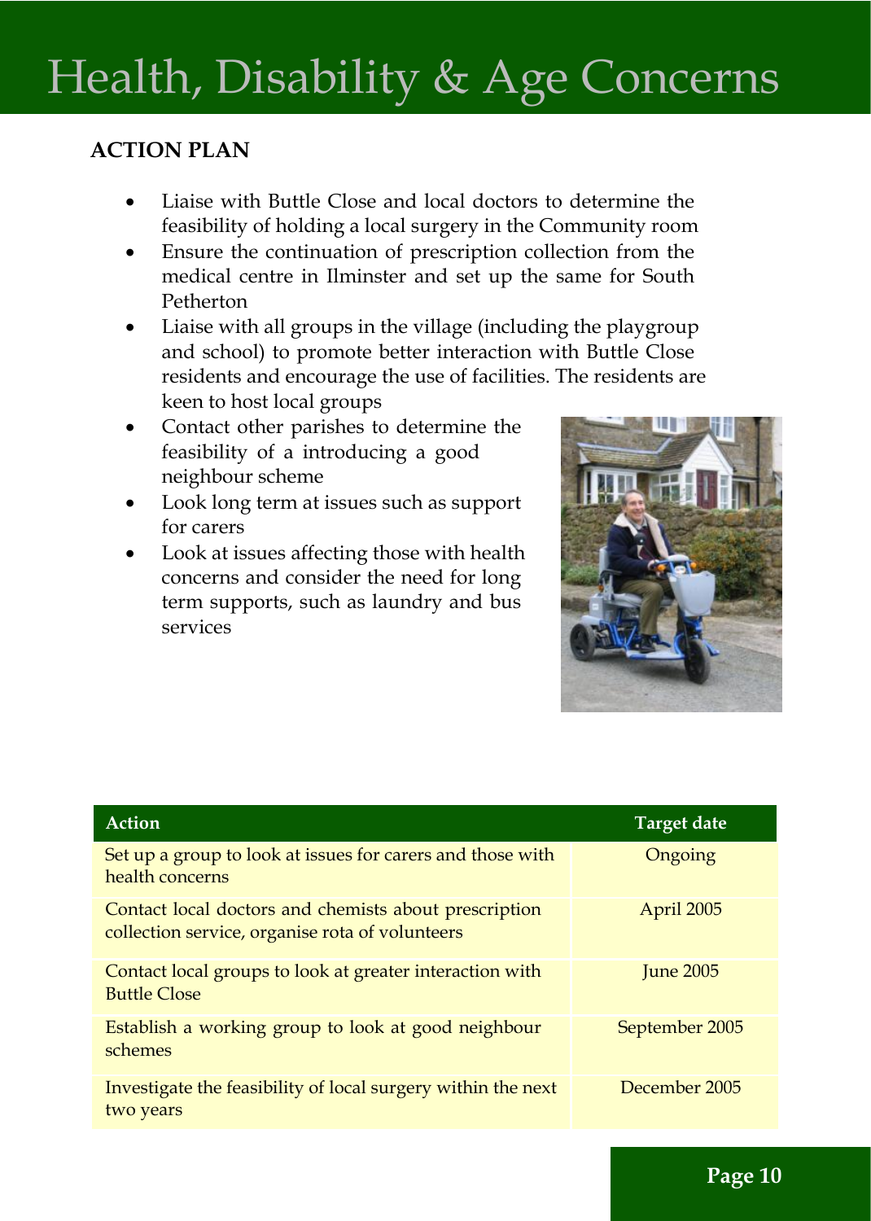# Health, Disability & Age Concerns

**ACTION PLAN**

- Liaise with Buttle Close and local doctors to determine the feasibility of holding a local surgery in the Community room
- Ensure the continuation of prescription collection from the medical centre in Ilminster and set up the same for South Petherton
- Liaise with all groups in the village (including the playgroup and school) to promote better interaction with Buttle Close residents and encourage the use of facilities. The residents are keen to host local groups
- Contact other parishes to determine the feasibility of a introducing a good neighbour scheme
- Look long term at issues such as support for carers
- Look at issues affecting those with health concerns and consider the need for long term supports, such as laundry and bus services

| Action | Target date |
| --- | --- |
| Set up a group to look at issues for carers and those with health concerns | Ongoing |
| Contact local doctors and chemists about prescription collection service, organise rota of volunteers | April 2005 |
| Contact local groups to look at greater interaction with Buttle Close | June 2005 |
| Establish a working group to look at good neighbour schemes | September 2005 |
| Investigate the feasibility of local surgery within the next two years | December 2005 |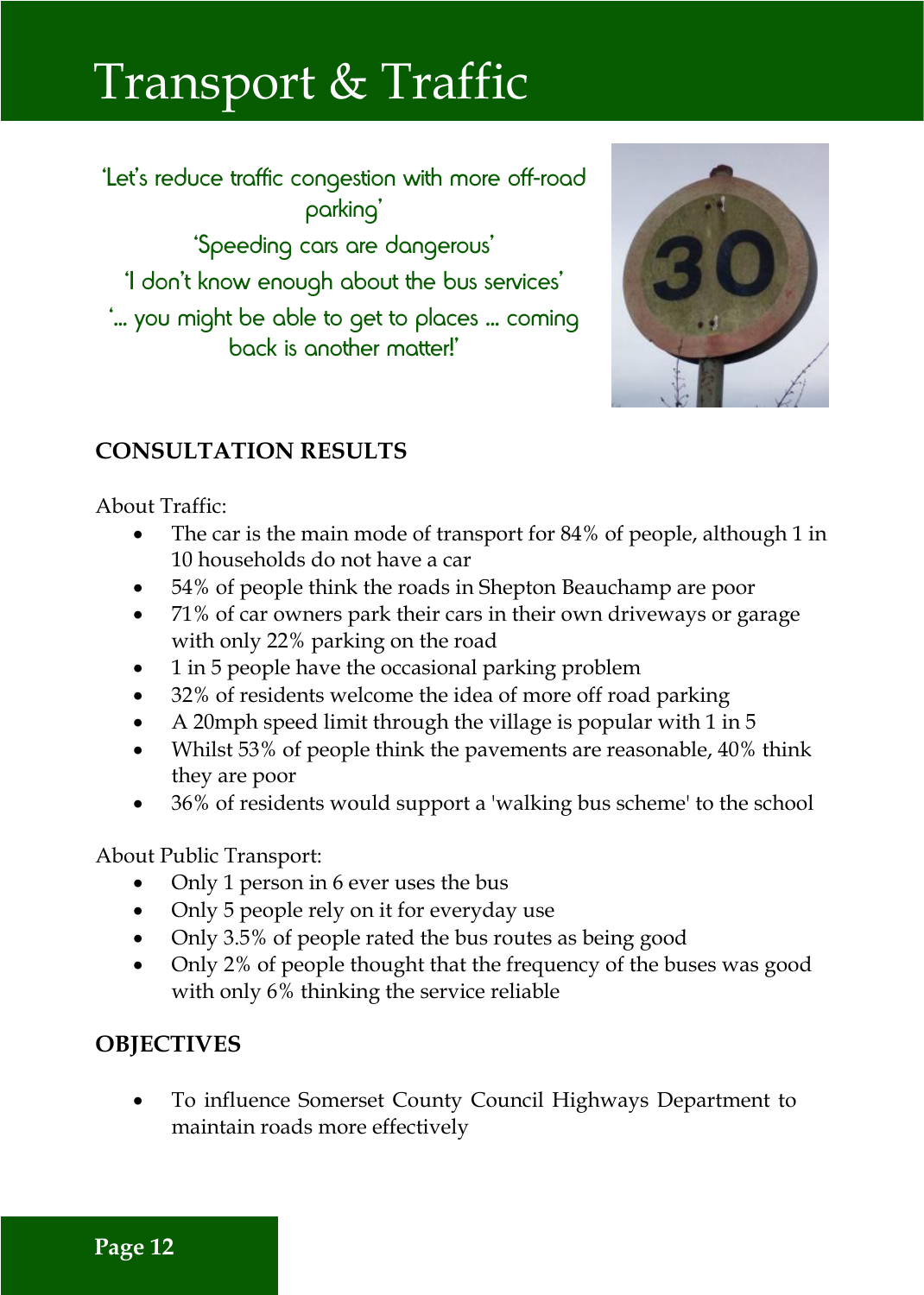# Transport & Traffic

'Let's reduce traffic congestion with more off-road parking'

'Speeding cars are dangerous'

'I don't know enough about the bus services'

'... you might be able to get to places ... coming back is another matter!'

## CONSULTATION RESULTS

About Traffic:

- The car is the main mode of transport for 84% of people, although 1 in 10 households do not have a car
- 54% of people think the roads in Shepton Beauchamp are poor
- 71% of car owners park their cars in their own driveways or garage with only 22% parking on the road
- 1 in 5 people have the occasional parking problem
- 32% of residents welcome the idea of more off road parking
- A 20mph speed limit through the village is popular with 1 in 5
- Whilst 53% of people think the pavements are reasonable, 40% think they are poor
- 36% of residents would support a 'walking bus scheme' to the school

About Public Transport:

- Only 1 person in 6 ever uses the bus
- Only 5 people rely on it for everyday use
- Only 3.5% of people rated the bus routes as being good
- Only 2% of people thought that the frequency of the buses was good with only 6% thinking the service reliable

## OBJECTIVES

- To influence Somerset County Council Highways Department to maintain roads more effectively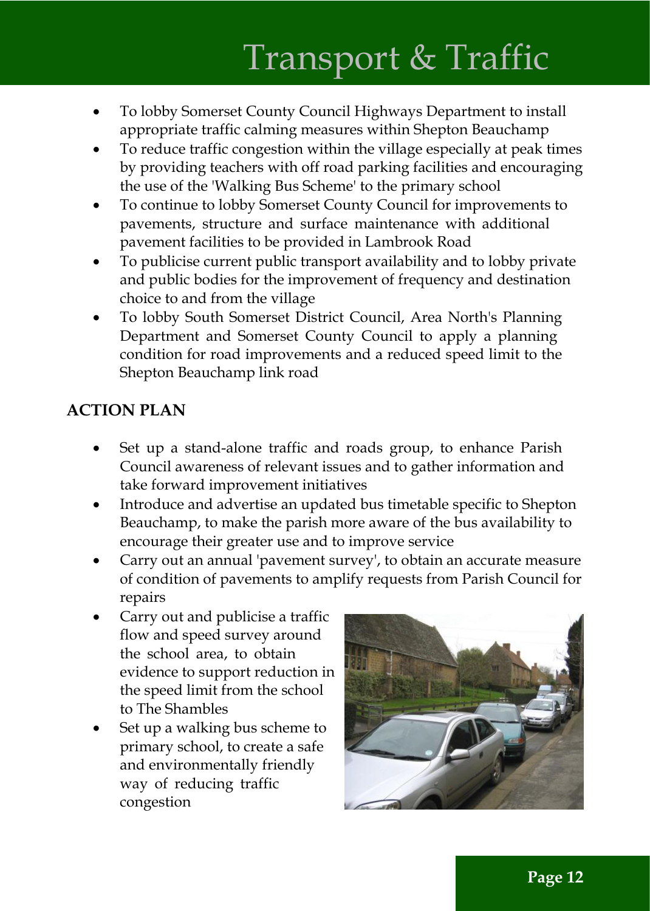# Transport & Traffic

- To lobby Somerset County Council Highways Department to install appropriate traffic calming measures within Shepton Beauchamp
- To reduce traffic congestion within the village especially at peak times by providing teachers with off road parking facilities and encouraging the use of the 'Walking Bus Scheme' to the primary school
- To continue to lobby Somerset County Council for improvements to pavements, structure and surface maintenance with additional pavement facilities to be provided in Lambrook Road
- To publicise current public transport availability and to lobby private and public bodies for the improvement of frequency and destination choice to and from the village
- To lobby South Somerset District Council, Area North's Planning Department and Somerset County Council to apply a planning condition for road improvements and a reduced speed limit to the Shepton Beauchamp link road

## ACTION PLAN

- Set up a stand-alone traffic and roads group, to enhance Parish Council awareness of relevant issues and to gather information and take forward improvement initiatives
- Introduce and advertise an updated bus timetable specific to Shepton Beauchamp, to make the parish more aware of the bus availability to encourage their greater use and to improve service
- Carry out an annual 'pavement survey', to obtain an accurate measure of condition of pavements to amplify requests from Parish Council for repairs
- Carry out and publicise a traffic flow and speed survey around the school area, to obtain evidence to support reduction in the speed limit from the school to The Shambles
- Set up a walking bus scheme to primary school, to create a safe and environmentally friendly way of reducing traffic congestion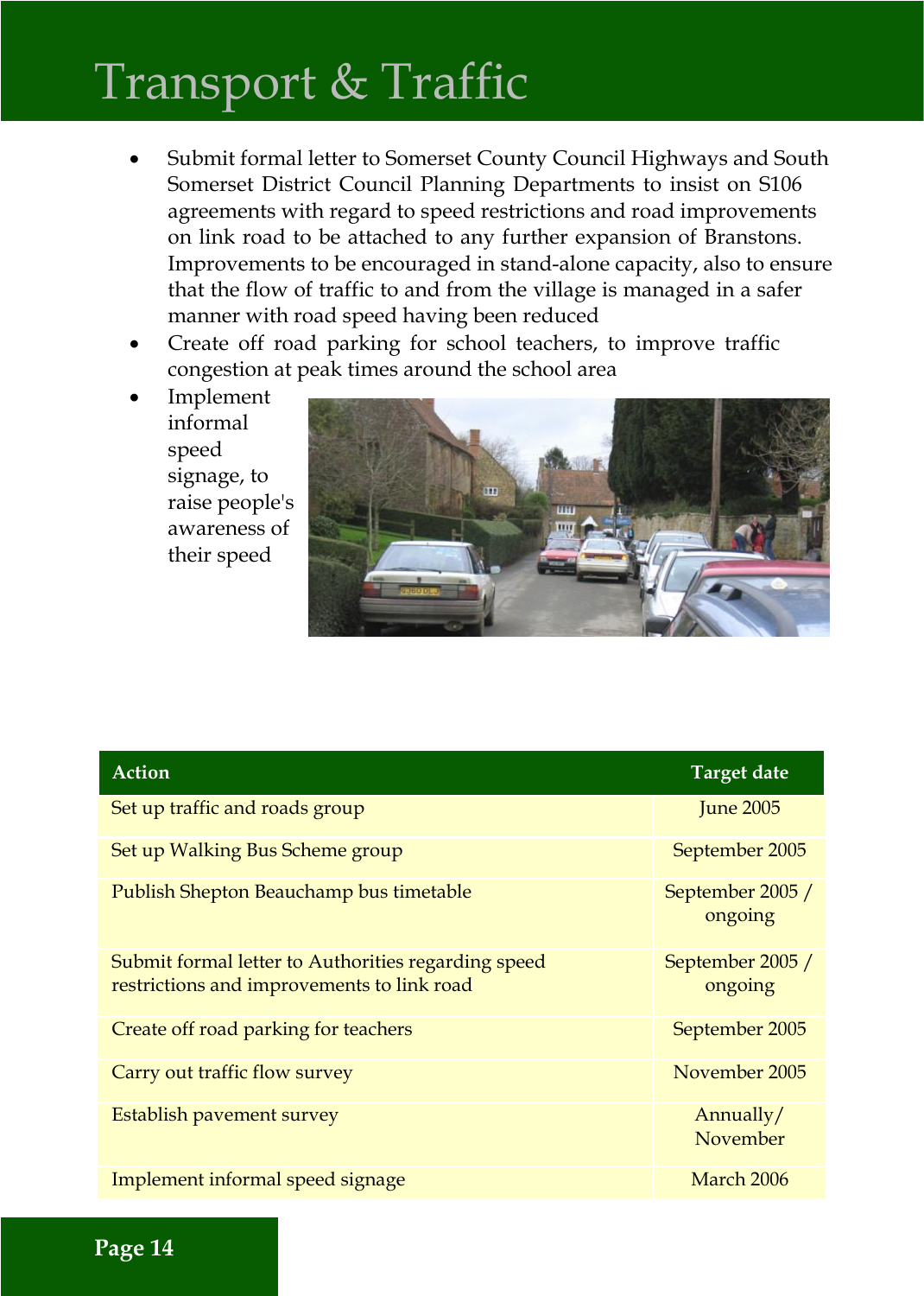# Transport & Traffic

- Submit formal letter to Somerset County Council Highways and South Somerset District Council Planning Departments to insist on S106 agreements with regard to speed restrictions and road improvements on link road to be attached to any further expansion of Branstons. Improvements to be encouraged in stand-alone capacity, also to ensure that the flow of traffic to and from the village is managed in a safer manner with road speed having been reduced
- Create off road parking for school teachers, to improve traffic congestion at peak times around the school area
- Implement informal speed signage, to raise people's awareness of their speed

| Action | Target date |
| --- | --- |
| Set up traffic and roads group | June 2005 |
| Set up Walking Bus Scheme group | September 2005 |
| Publish Shepton Beauchamp bus timetable | September 2005 / ongoing |
| Submit formal letter to Authorities regarding speed restrictions and improvements to link road | September 2005 / ongoing |
| Create off road parking for teachers | September 2005 |
| Carry out traffic flow survey | November 2005 |
| Establish pavement survey | Annually/ November |
| Implement informal speed signage | March 2006 |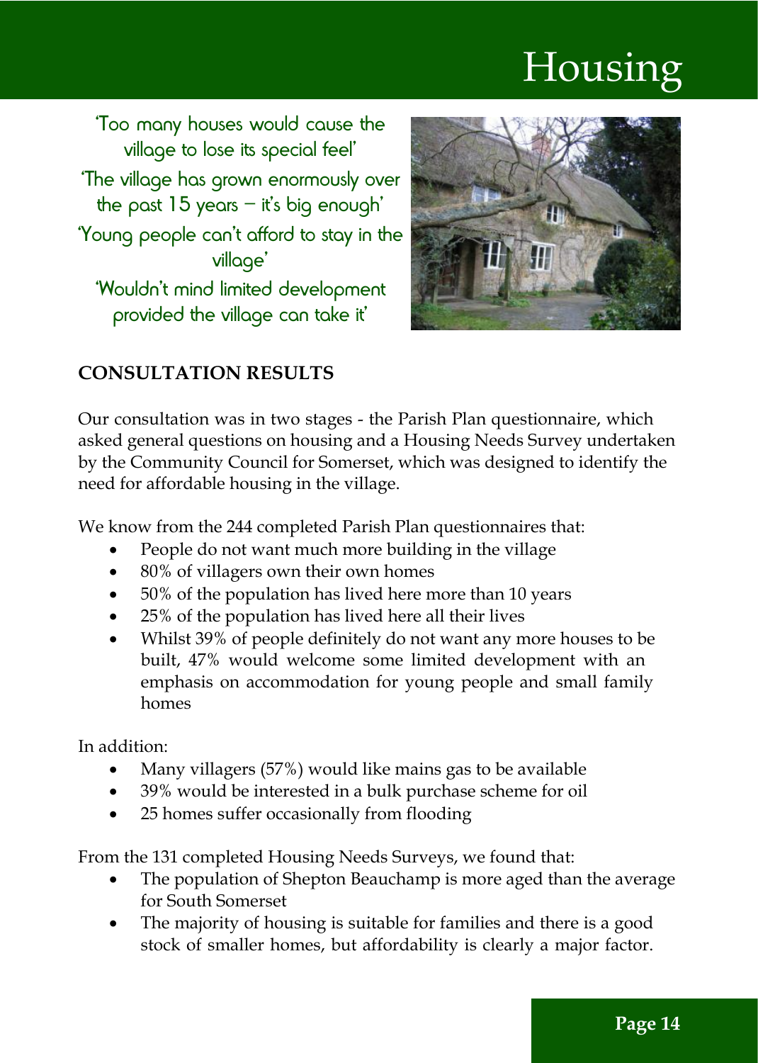# Housing

'Too many houses would cause the village to lose its special feel'

'The village has grown enormously over the past 15 years – it's big enough'

'Young people can't afford to stay in the village'

'Wouldn't mind limited development provided the village can take it'

## CONSULTATION RESULTS

Our consultation was in two stages - the Parish Plan questionnaire, which asked general questions on housing and a Housing Needs Survey undertaken by the Community Council for Somerset, which was designed to identify the need for affordable housing in the village.

We know from the 244 completed Parish Plan questionnaires that:

- People do not want much more building in the village
- 80% of villagers own their own homes
- 50% of the population has lived here more than 10 years
- 25% of the population has lived here all their lives
- Whilst 39% of people definitely do not want any more houses to be built, 47% would welcome some limited development with an emphasis on accommodation for young people and small family homes

In addition:

- Many villagers (57%) would like mains gas to be available
- 39% would be interested in a bulk purchase scheme for oil
- 25 homes suffer occasionally from flooding

From the 131 completed Housing Needs Surveys, we found that:

- The population of Shepton Beauchamp is more aged than the average for South Somerset
- The majority of housing is suitable for families and there is a good stock of smaller homes, but affordability is clearly a major factor.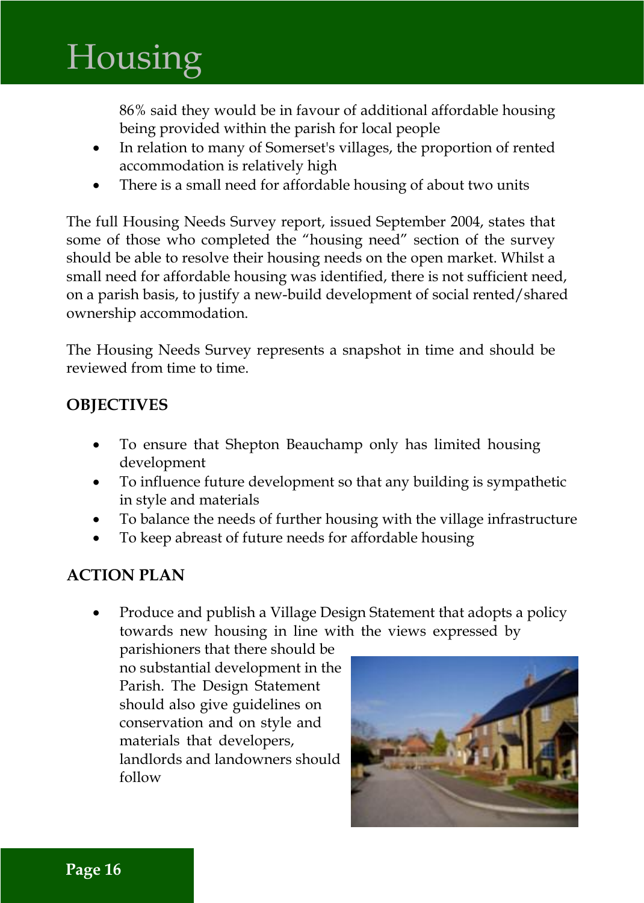# Housing

86% said they would be in favour of additional affordable housing being provided within the parish for local people

- In relation to many of Somerset's villages, the proportion of rented accommodation is relatively high
- There is a small need for affordable housing of about two units

The full Housing Needs Survey report, issued September 2004, states that some of those who completed the "housing need" section of the survey should be able to resolve their housing needs on the open market. Whilst a small need for affordable housing was identified, there is not sufficient need, on a parish basis, to justify a new-build development of social rented/shared ownership accommodation.

The Housing Needs Survey represents a snapshot in time and should be reviewed from time to time.

## OBJECTIVES

- To ensure that Shepton Beauchamp only has limited housing development
- To influence future development so that any building is sympathetic in style and materials
- To balance the needs of further housing with the village infrastructure
- To keep abreast of future needs for affordable housing

## ACTION PLAN

- Produce and publish a Village Design Statement that adopts a policy towards new housing in line with the views expressed by parishioners that there should be no substantial development in the Parish. The Design Statement should also give guidelines on conservation and on style and materials that developers, landlords and landowners should follow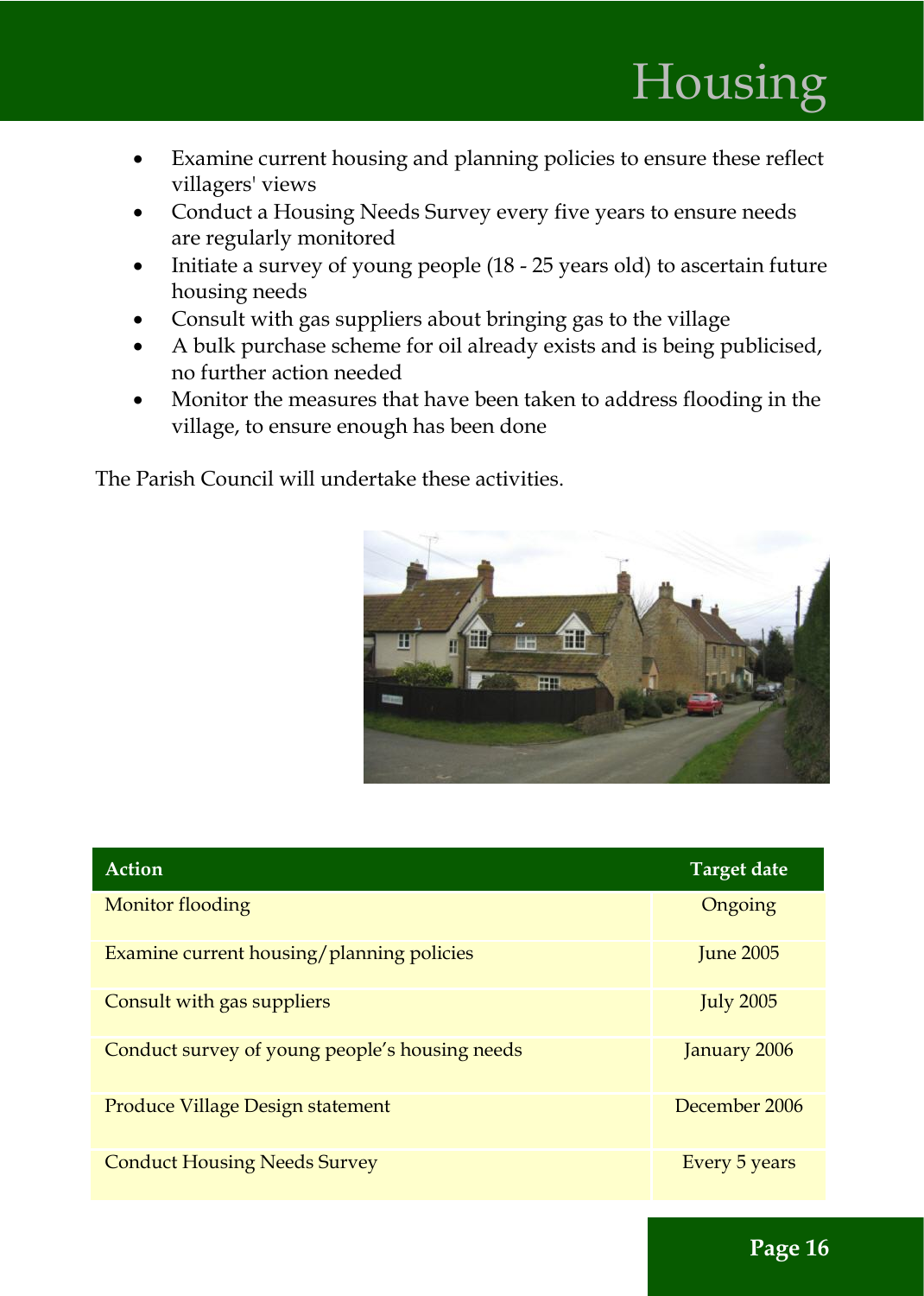# Housing

- Examine current housing and planning policies to ensure these reflect villagers' views
- Conduct a Housing Needs Survey every five years to ensure needs are regularly monitored
- Initiate a survey of young people (18 - 25 years old) to ascertain future housing needs
- Consult with gas suppliers about bringing gas to the village
- A bulk purchase scheme for oil already exists and is being publicised, no further action needed
- Monitor the measures that have been taken to address flooding in the village, to ensure enough has been done

The Parish Council will undertake these activities.

| Action | Target date |
|---|---|
| Monitor flooding | Ongoing |
| Examine current housing/planning policies | June 2005 |
| Consult with gas suppliers | July 2005 |
| Conduct survey of young people's housing needs | January 2006 |
| Produce Village Design statement | December 2006 |
| Conduct Housing Needs Survey | Every 5 years |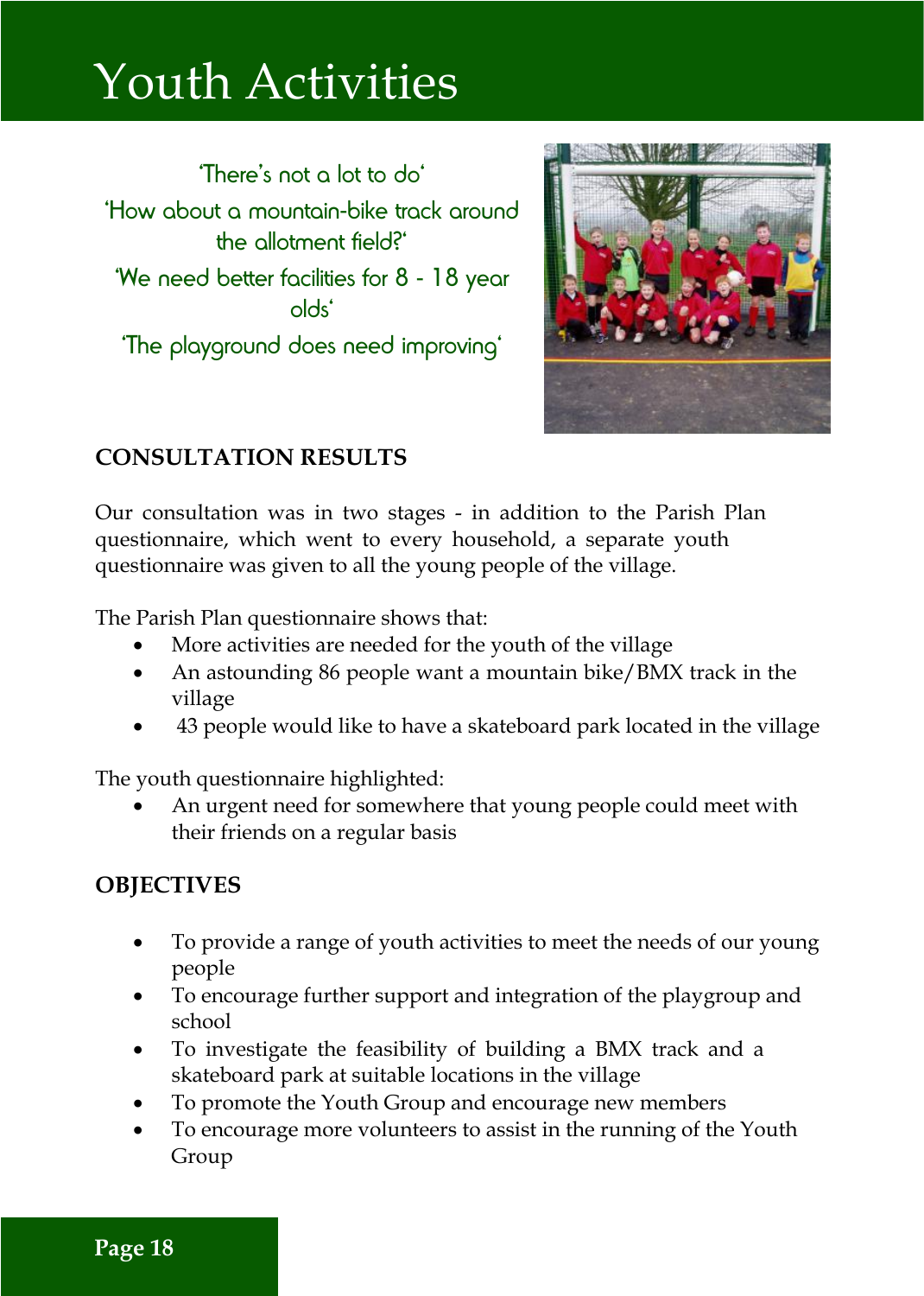# Youth Activities

'There's not a lot to do'

'How about a mountain-bike track around the allotment field?'

'We need better facilities for 8 - 18 year olds'

'The playground does need improving'

## CONSULTATION RESULTS

Our consultation was in two stages - in addition to the Parish Plan questionnaire, which went to every household, a separate youth questionnaire was given to all the young people of the village.

The Parish Plan questionnaire shows that:

- More activities are needed for the youth of the village
- An astounding 86 people want a mountain bike/BMX track in the village
- 43 people would like to have a skateboard park located in the village

The youth questionnaire highlighted:

- An urgent need for somewhere that young people could meet with their friends on a regular basis

## OBJECTIVES

- To provide a range of youth activities to meet the needs of our young people
- To encourage further support and integration of the playgroup and school
- To investigate the feasibility of building a BMX track and a skateboard park at suitable locations in the village
- To promote the Youth Group and encourage new members
- To encourage more volunteers to assist in the running of the Youth Group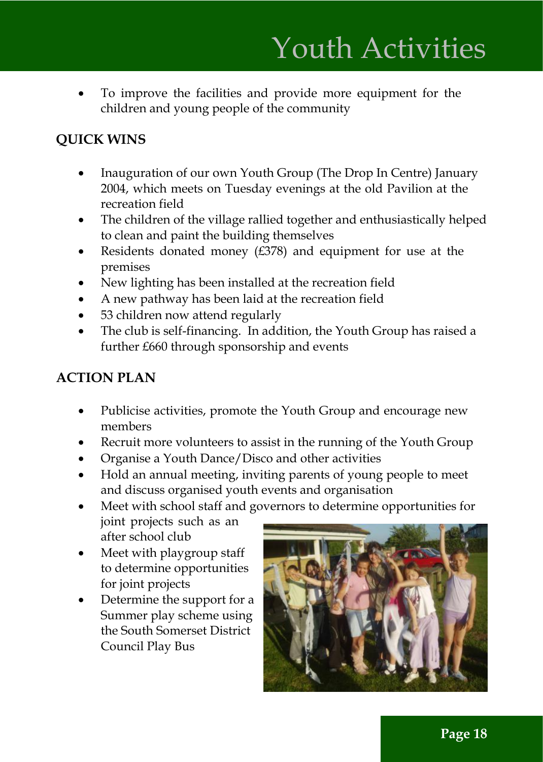# Youth Activities

- To improve the facilities and provide more equipment for the children and young people of the community

## QUICK WINS

- Inauguration of our own Youth Group (The Drop In Centre) January 2004, which meets on Tuesday evenings at the old Pavilion at the recreation field
- The children of the village rallied together and enthusiastically helped to clean and paint the building themselves
- Residents donated money (£378) and equipment for use at the premises
- New lighting has been installed at the recreation field
- A new pathway has been laid at the recreation field
- 53 children now attend regularly
- The club is self-financing. In addition, the Youth Group has raised a further £660 through sponsorship and events

## ACTION PLAN

- Publicise activities, promote the Youth Group and encourage new members
- Recruit more volunteers to assist in the running of the Youth Group
- Organise a Youth Dance/Disco and other activities
- Hold an annual meeting, inviting parents of young people to meet and discuss organised youth events and organisation
- Meet with school staff and governors to determine opportunities for joint projects such as an after school club
- Meet with playgroup staff to determine opportunities for joint projects
- Determine the support for a Summer play scheme using the South Somerset District Council Play Bus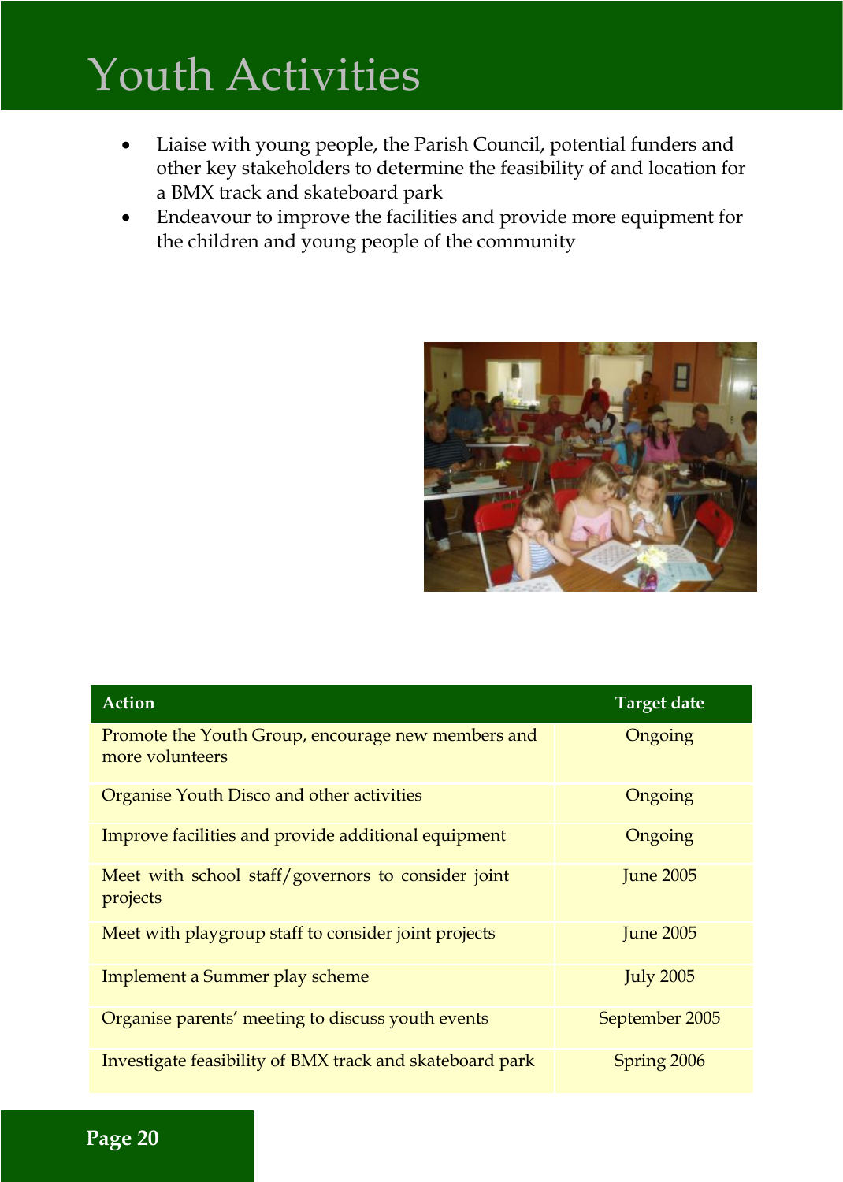# Youth Activities

- Liaise with young people, the Parish Council, potential funders and other key stakeholders to determine the feasibility of and location for a BMX track and skateboard park
- Endeavour to improve the facilities and provide more equipment for the children and young people of the community

| Action | Target date |
|---|---|
| Promote the Youth Group, encourage new members and more volunteers | Ongoing |
| Organise Youth Disco and other activities | Ongoing |
| Improve facilities and provide additional equipment | Ongoing |
| Meet with school staff/governors to consider joint projects | June 2005 |
| Meet with playgroup staff to consider joint projects | June 2005 |
| Implement a Summer play scheme | July 2005 |
| Organise parents' meeting to discuss youth events | September 2005 |
| Investigate feasibility of BMX track and skateboard park | Spring 2006 |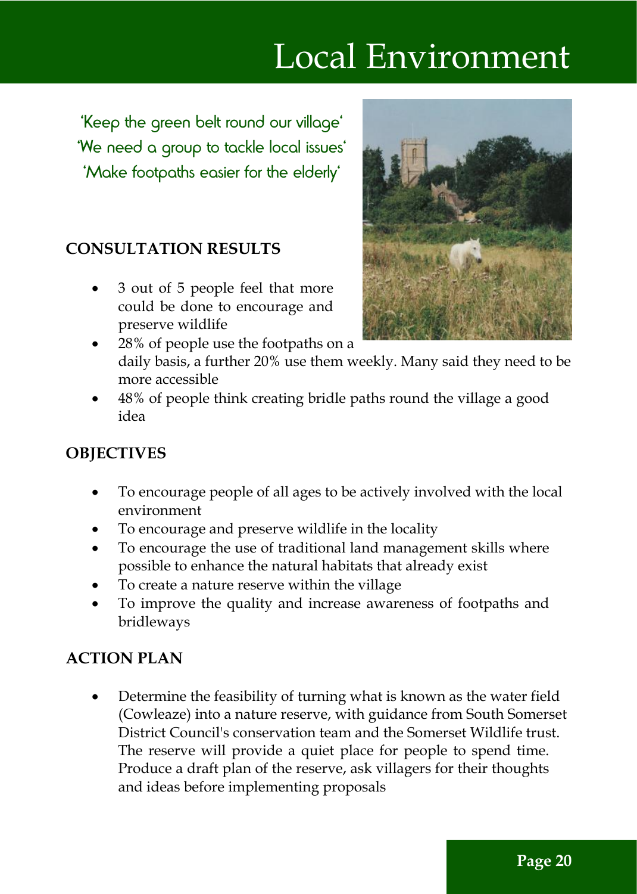# Local Environment

'Keep the green belt round our village'
'We need a group to tackle local issues'
'Make footpaths easier for the elderly'

## CONSULTATION RESULTS

- 3 out of 5 people feel that more could be done to encourage and preserve wildlife
- 28% of people use the footpaths on a daily basis, a further 20% use them weekly. Many said they need to be more accessible
- 48% of people think creating bridle paths round the village a good idea

## OBJECTIVES

- To encourage people of all ages to be actively involved with the local environment
- To encourage and preserve wildlife in the locality
- To encourage the use of traditional land management skills where possible to enhance the natural habitats that already exist
- To create a nature reserve within the village
- To improve the quality and increase awareness of footpaths and bridleways

## ACTION PLAN

- Determine the feasibility of turning what is known as the water field (Cowleaze) into a nature reserve, with guidance from South Somerset District Council's conservation team and the Somerset Wildlife trust. The reserve will provide a quiet place for people to spend time. Produce a draft plan of the reserve, ask villagers for their thoughts and ideas before implementing proposals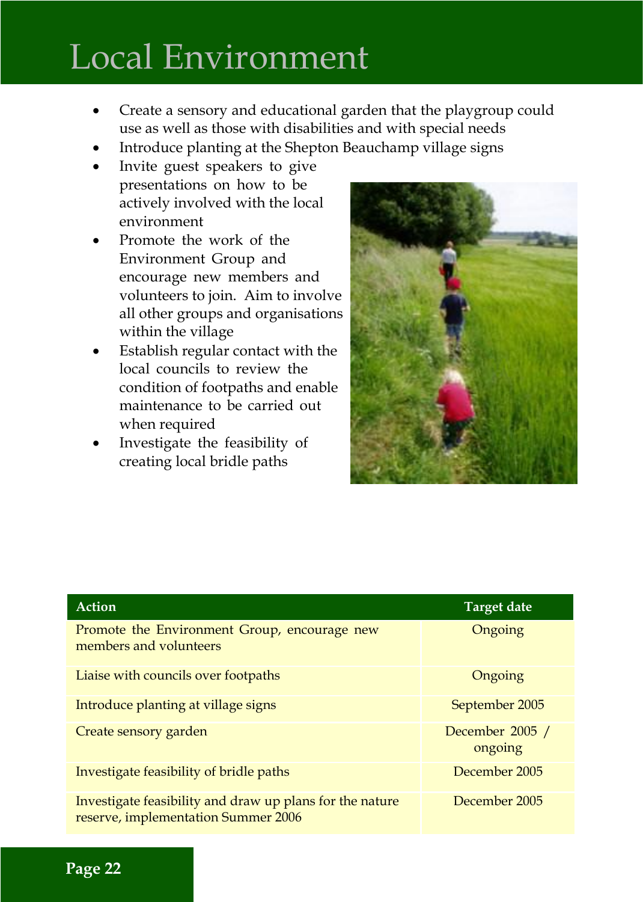# Local Environment

- Create a sensory and educational garden that the playgroup could use as well as those with disabilities and with special needs
- Introduce planting at the Shepton Beauchamp village signs
- Invite guest speakers to give presentations on how to be actively involved with the local environment
- Promote the work of the Environment Group and encourage new members and volunteers to join. Aim to involve all other groups and organisations within the village
- Establish regular contact with the local councils to review the condition of footpaths and enable maintenance to be carried out when required
- Investigate the feasibility of creating local bridle paths

| Action | Target date |
| --- | --- |
| Promote the Environment Group, encourage new members and volunteers | Ongoing |
| Liaise with councils over footpaths | Ongoing |
| Introduce planting at village signs | September 2005 |
| Create sensory garden | December 2005 / ongoing |
| Investigate feasibility of bridle paths | December 2005 |
| Investigate feasibility and draw up plans for the nature reserve, implementation Summer 2006 | December 2005 |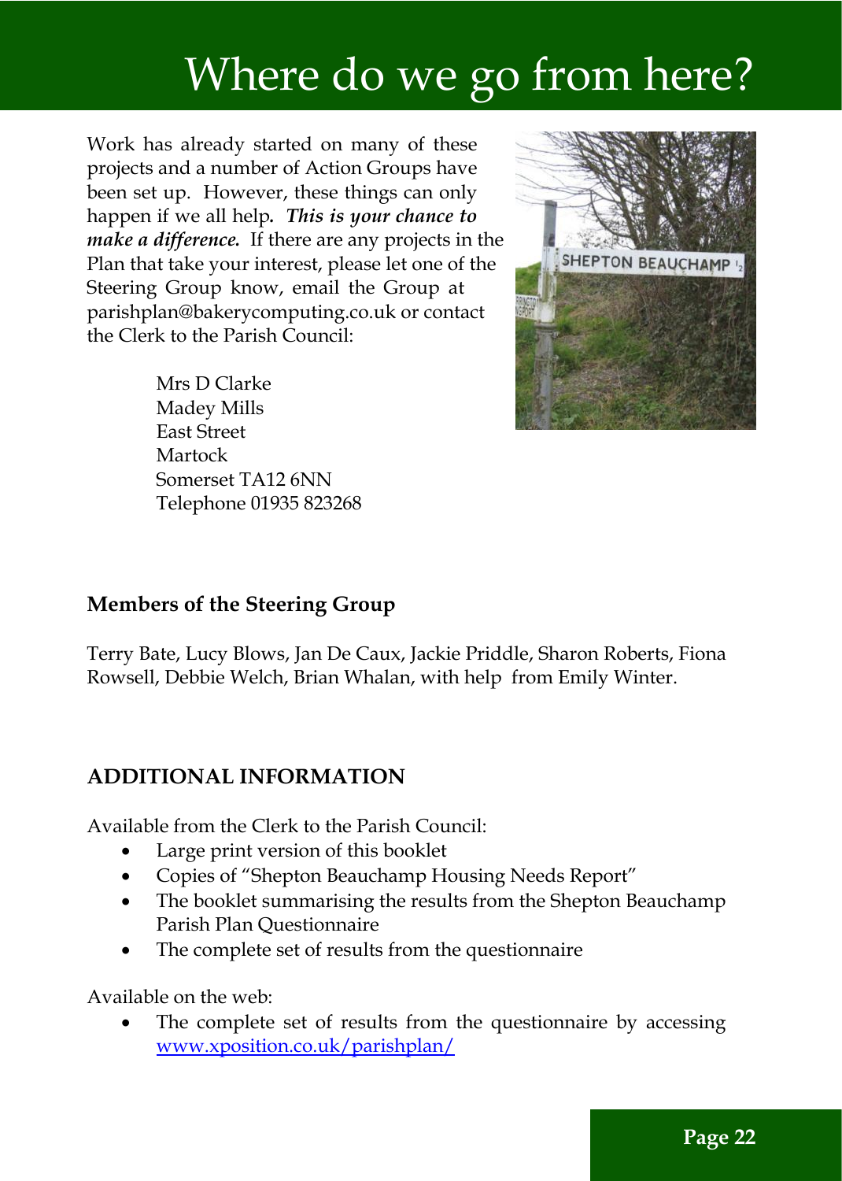# Where do we go from here?

Work has already started on many of these projects and a number of Action Groups have been set up. However, these things can only happen if we all help. ***This is your chance to make a difference.*** If there are any projects in the Plan that take your interest, please let one of the Steering Group know, email the Group at parishplan@bakerycomputing.co.uk or contact the Clerk to the Parish Council:

Mrs D Clarke
Madey Mills
East Street
Martock
Somerset TA12 6NN
Telephone 01935 823268

**Members of the Steering Group**

Terry Bate, Lucy Blows, Jan De Caux, Jackie Priddle, Sharon Roberts, Fiona Rowsell, Debbie Welch, Brian Whalan, with help from Emily Winter.

## ADDITIONAL INFORMATION

Available from the Clerk to the Parish Council:

- Large print version of this booklet
- Copies of "Shepton Beauchamp Housing Needs Report"
- The booklet summarising the results from the Shepton Beauchamp Parish Plan Questionnaire
- The complete set of results from the questionnaire

Available on the web:

- The complete set of results from the questionnaire by accessing [www.xposition.co.uk/parishplan/](www.xposition.co.uk/parishplan/)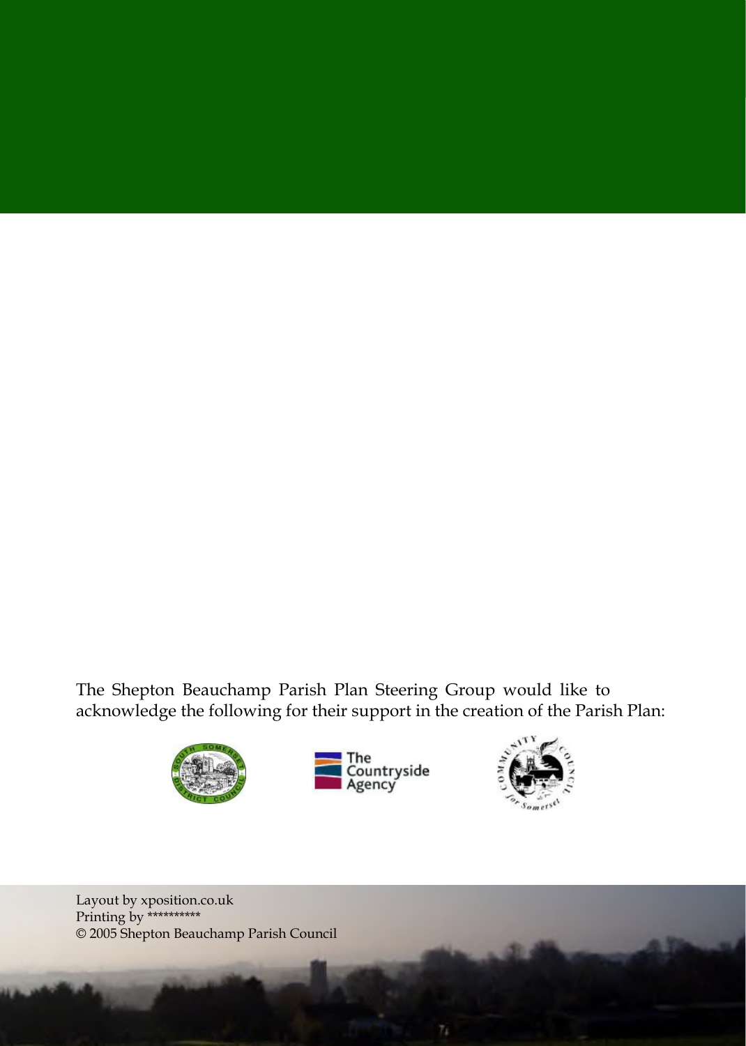The Shepton Beauchamp Parish Plan Steering Group would like to acknowledge the following for their support in the creation of the Parish Plan:

Layout by xposition.co.uk
Printing by **********
© 2005 Shepton Beauchamp Parish Council